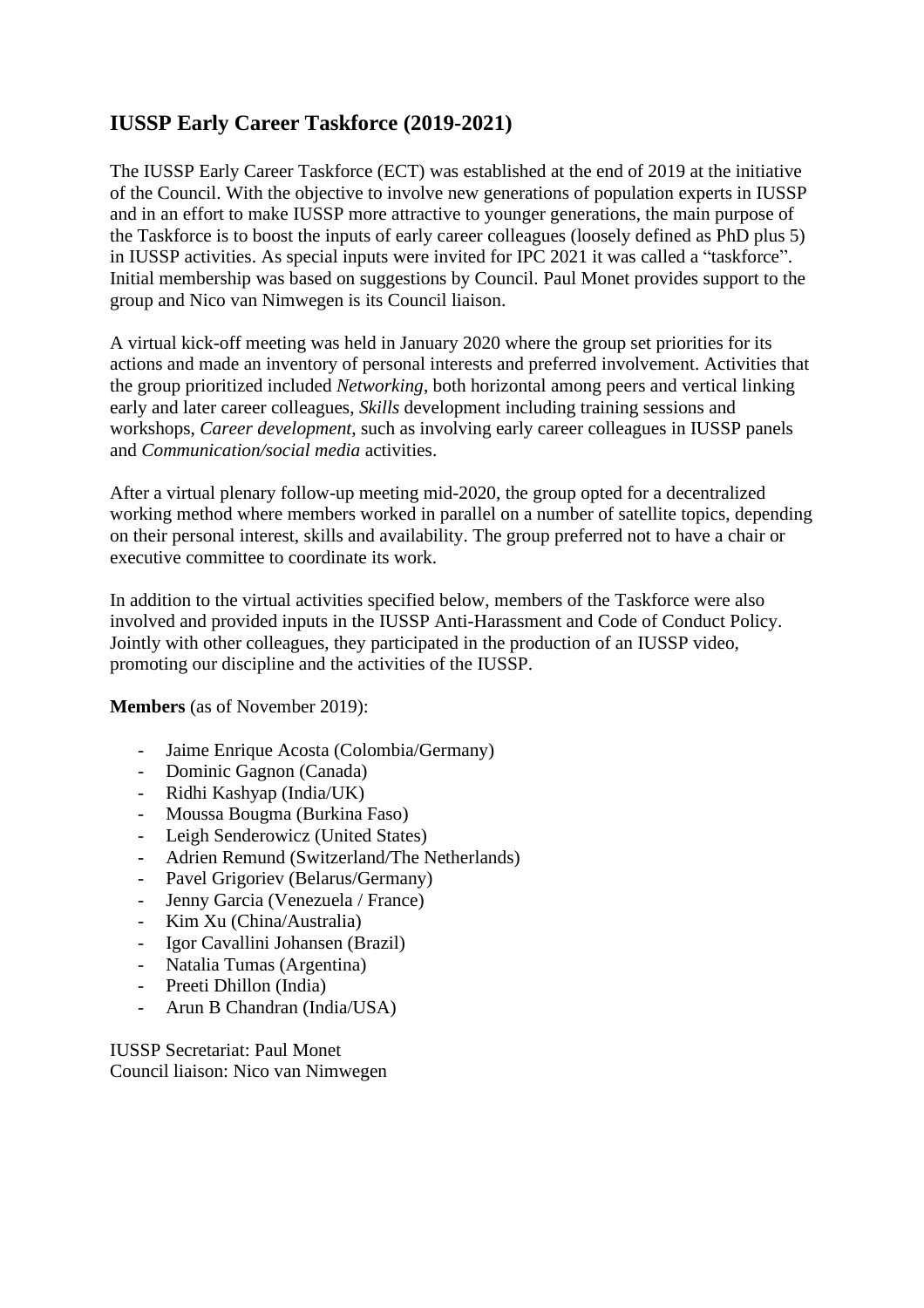# IUSSP Early Career Taskforce (2019-2021)

The IUSSP Early Career Taskforce (ECT) was established at the end of 2019 at the initiative of the Council. With the objective to involve new generations of population experts in IUSSP and in an effort to make IUSSP more attractive to younger generations, the main purpose of the Taskforce is to boost the inputs of early career colleagues (loosely defined as PhD plus 5) in IUSSP activities. As special inputs were invited for IPC 2021 it was called a "taskforce". Initial membership was based on suggestions by Council. Paul Monet provides support to the group and Nico van Nimwegen is its Council liaison.

A virtual kick-off meeting was held in January 2020 where the group set priorities for its actions and made an inventory of personal interests and preferred involvement. Activities that the group prioritized included *Networking*, both horizontal among peers and vertical linking early and later career colleagues, *Skills* development including training sessions and workshops, *Career development*, such as involving early career colleagues in IUSSP panels and *Communication/social media* activities.

After a virtual plenary follow-up meeting mid-2020, the group opted for a decentralized working method where members worked in parallel on a number of satellite topics, depending on their personal interest, skills and availability. The group preferred not to have a chair or executive committee to coordinate its work.

In addition to the virtual activities specified below, members of the Taskforce were also involved and provided inputs in the IUSSP Anti-Harassment and Code of Conduct Policy. Jointly with other colleagues, they participated in the production of an IUSSP video, promoting our discipline and the activities of the IUSSP.

**Members** (as of November 2019):

- Jaime Enrique Acosta (Colombia/Germany)
- Dominic Gagnon (Canada)
- Ridhi Kashyap (India/UK)
- Moussa Bougma (Burkina Faso)
- Leigh Senderowicz (United States)
- Adrien Remund (Switzerland/The Netherlands)
- Pavel Grigoriev (Belarus/Germany)
- Jenny Garcia (Venezuela / France)
- Kim Xu (China/Australia)
- Igor Cavallini Johansen (Brazil)
- Natalia Tumas (Argentina)
- Preeti Dhillon (India)
- Arun B Chandran (India/USA)

IUSSP Secretariat: Paul Monet
Council liaison: Nico van Nimwegen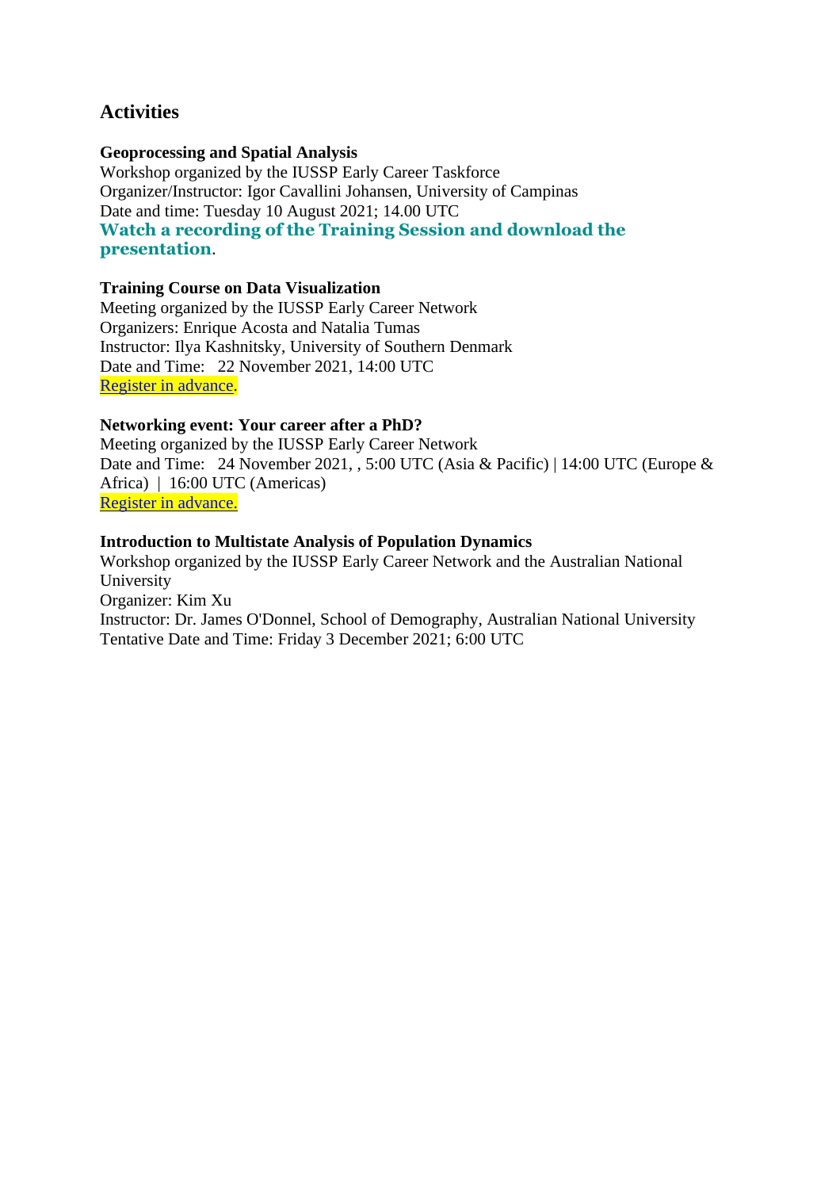## Activities

**Geoprocessing and Spatial Analysis**
Workshop organized by the IUSSP Early Career Taskforce
Organizer/Instructor: Igor Cavallini Johansen, University of Campinas
Date and time: Tuesday 10 August 2021; 14.00 UTC
**Watch a recording of the Training Session and download the presentation**.

**Training Course on Data Visualization**
Meeting organized by the IUSSP Early Career Network
Organizers: Enrique Acosta and Natalia Tumas
Instructor: Ilya Kashnitsky, University of Southern Denmark
Date and Time: 22 November 2021, 14:00 UTC
Register in advance.

**Networking event: Your career after a PhD?**
Meeting organized by the IUSSP Early Career Network
Date and Time: 24 November 2021, , 5:00 UTC (Asia & Pacific) | 14:00 UTC (Europe & Africa) | 16:00 UTC (Americas)
Register in advance.

**Introduction to Multistate Analysis of Population Dynamics**
Workshop organized by the IUSSP Early Career Network and the Australian National University
Organizer: Kim Xu
Instructor: Dr. James O'Donnel, School of Demography, Australian National University
Tentative Date and Time: Friday 3 December 2021; 6:00 UTC